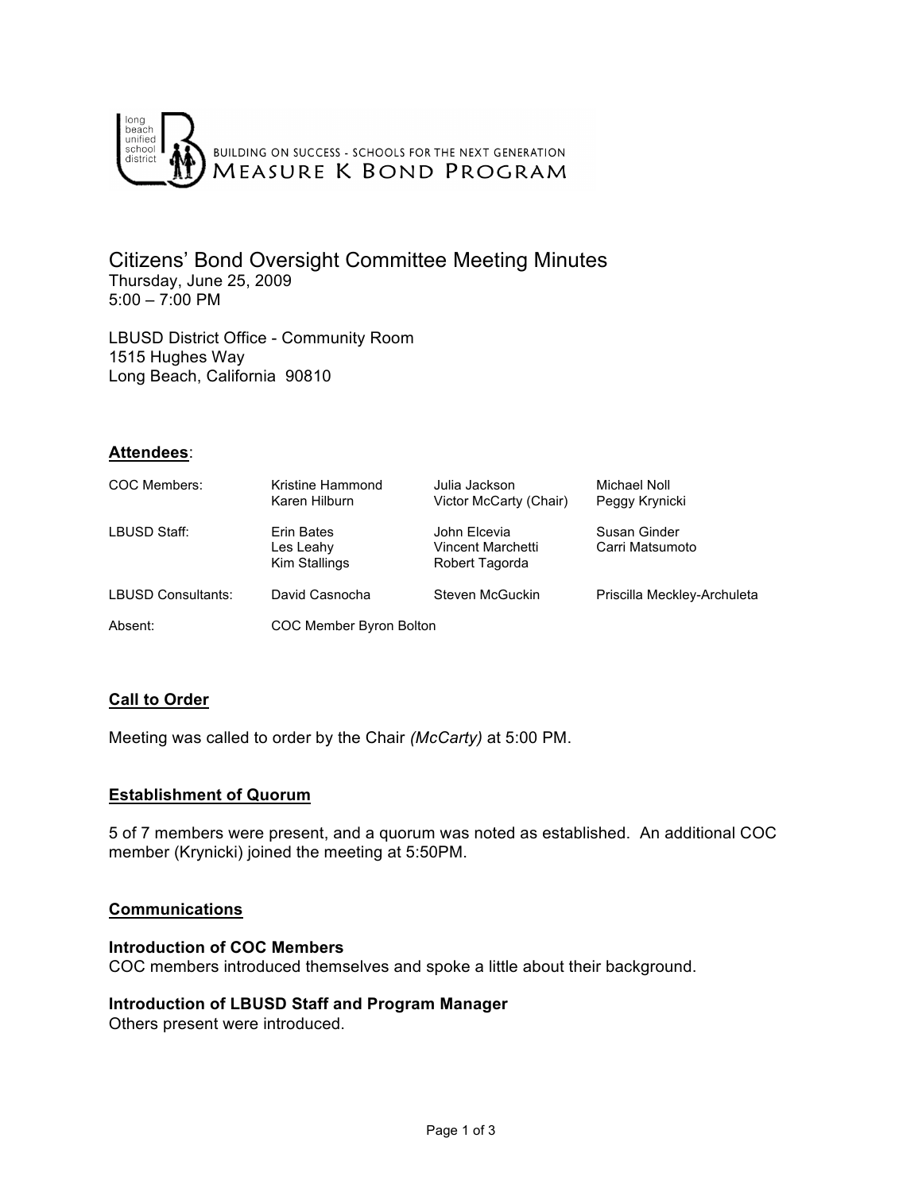long beach unified school district

BUILDING ON SUCCESS - SCHOOLS FOR THE NEXT GENERATION
MEASURE K BOND PROGRAM

# Citizens' Bond Oversight Committee Meeting Minutes

Thursday, June 25, 2009
5:00 – 7:00 PM

LBUSD District Office - Community Room
1515 Hughes Way
Long Beach, California 90810

## **Attendees**:

| | | | |
|---|---|---|---|
| COC Members: | Kristine Hammond<br>Karen Hilburn | Julia Jackson<br>Victor McCarty (Chair) | Michael Noll<br>Peggy Krynicki |
| LBUSD Staff: | Erin Bates<br>Les Leahy<br>Kim Stallings | John Elcevia<br>Vincent Marchetti<br>Robert Tagorda | Susan Ginder<br>Carri Matsumoto |
| LBUSD Consultants: | David Casnocha | Steven McGuckin | Priscilla Meckley-Archuleta |
| Absent: | COC Member Byron Bolton | | |

## **Call to Order**

Meeting was called to order by the Chair *(McCarty)* at 5:00 PM.

## **Establishment of Quorum**

5 of 7 members were present, and a quorum was noted as established. An additional COC member (Krynicki) joined the meeting at 5:50PM.

## **Communications**

**Introduction of COC Members**
COC members introduced themselves and spoke a little about their background.

**Introduction of LBUSD Staff and Program Manager**
Others present were introduced.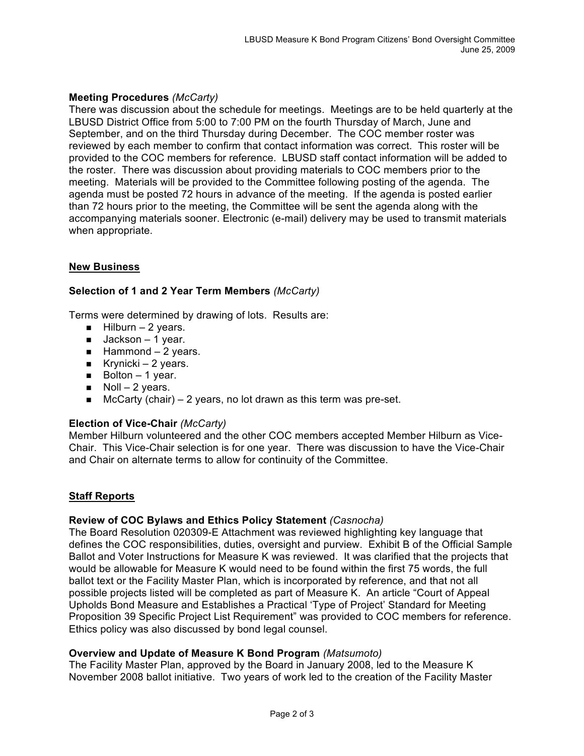**Meeting Procedures** *(McCarty)*
There was discussion about the schedule for meetings. Meetings are to be held quarterly at the LBUSD District Office from 5:00 to 7:00 PM on the fourth Thursday of March, June and September, and on the third Thursday during December. The COC member roster was reviewed by each member to confirm that contact information was correct. This roster will be provided to the COC members for reference. LBUSD staff contact information will be added to the roster. There was discussion about providing materials to COC members prior to the meeting. Materials will be provided to the Committee following posting of the agenda. The agenda must be posted 72 hours in advance of the meeting. If the agenda is posted earlier than 72 hours prior to the meeting, the Committee will be sent the agenda along with the accompanying materials sooner. Electronic (e-mail) delivery may be used to transmit materials when appropriate.

## New Business

**Selection of 1 and 2 Year Term Members** *(McCarty)*

Terms were determined by drawing of lots. Results are:

- Hilburn – 2 years.
- Jackson – 1 year.
- Hammond – 2 years.
- Krynicki – 2 years.
- Bolton – 1 year.
- Noll – 2 years.
- McCarty (chair) – 2 years, no lot drawn as this term was pre-set.

**Election of Vice-Chair** *(McCarty)*
Member Hilburn volunteered and the other COC members accepted Member Hilburn as Vice-Chair. This Vice-Chair selection is for one year. There was discussion to have the Vice-Chair and Chair on alternate terms to allow for continuity of the Committee.

## Staff Reports

**Review of COC Bylaws and Ethics Policy Statement** *(Casnocha)*
The Board Resolution 020309-E Attachment was reviewed highlighting key language that defines the COC responsibilities, duties, oversight and purview. Exhibit B of the Official Sample Ballot and Voter Instructions for Measure K was reviewed. It was clarified that the projects that would be allowable for Measure K would need to be found within the first 75 words, the full ballot text or the Facility Master Plan, which is incorporated by reference, and that not all possible projects listed will be completed as part of Measure K. An article "Court of Appeal Upholds Bond Measure and Establishes a Practical 'Type of Project' Standard for Meeting Proposition 39 Specific Project List Requirement" was provided to COC members for reference. Ethics policy was also discussed by bond legal counsel.

**Overview and Update of Measure K Bond Program** *(Matsumoto)*
The Facility Master Plan, approved by the Board in January 2008, led to the Measure K November 2008 ballot initiative. Two years of work led to the creation of the Facility Master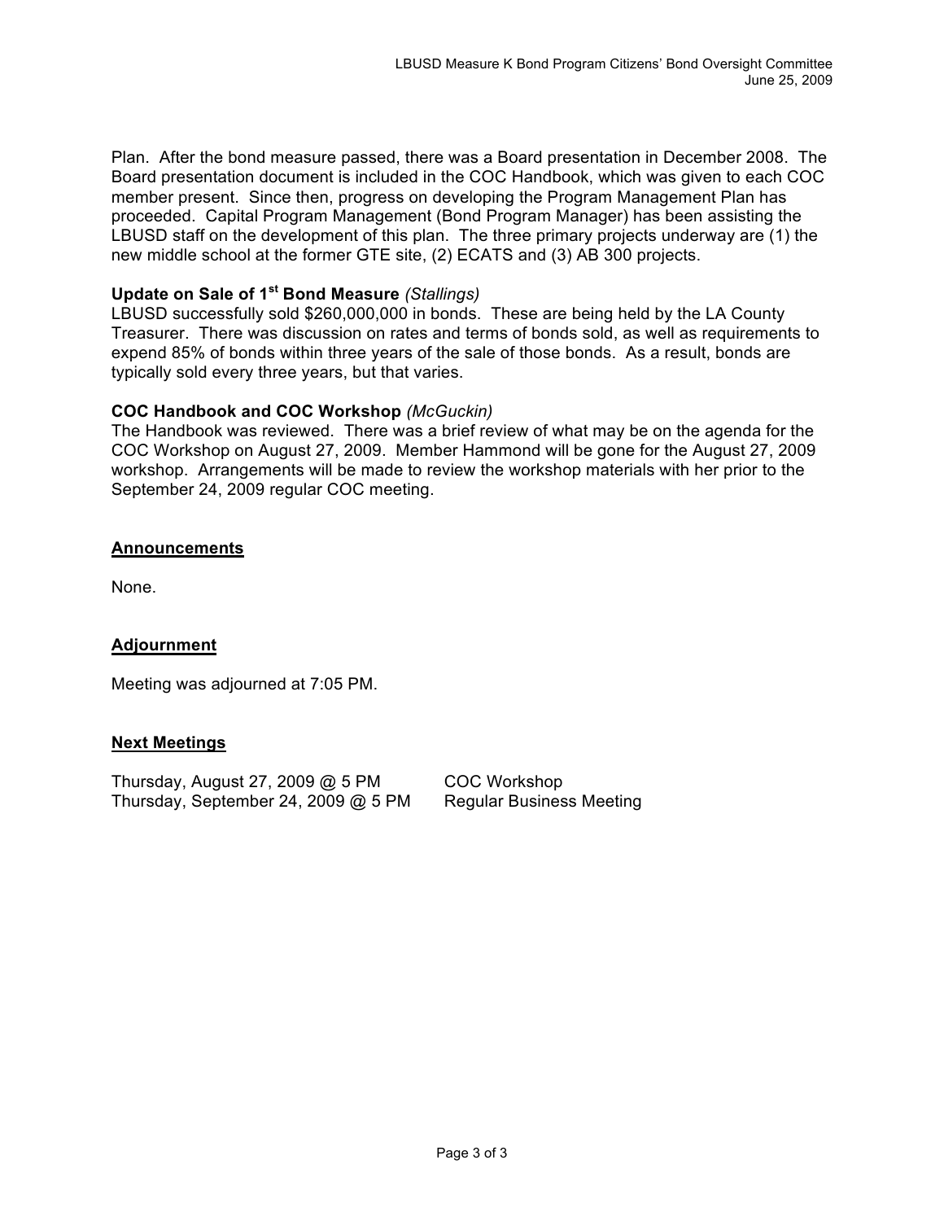Plan. After the bond measure passed, there was a Board presentation in December 2008. The Board presentation document is included in the COC Handbook, which was given to each COC member present. Since then, progress on developing the Program Management Plan has proceeded. Capital Program Management (Bond Program Manager) has been assisting the LBUSD staff on the development of this plan. The three primary projects underway are (1) the new middle school at the former GTE site, (2) ECATS and (3) AB 300 projects.

**Update on Sale of 1st Bond Measure** *(Stallings)*
LBUSD successfully sold $260,000,000 in bonds. These are being held by the LA County Treasurer. There was discussion on rates and terms of bonds sold, as well as requirements to expend 85% of bonds within three years of the sale of those bonds. As a result, bonds are typically sold every three years, but that varies.

**COC Handbook and COC Workshop** *(McGuckin)*
The Handbook was reviewed. There was a brief review of what may be on the agenda for the COC Workshop on August 27, 2009. Member Hammond will be gone for the August 27, 2009 workshop. Arrangements will be made to review the workshop materials with her prior to the September 24, 2009 regular COC meeting.

## Announcements

None.

## Adjournment

Meeting was adjourned at 7:05 PM.

## Next Meetings

| | |
|---|---|
| Thursday, August 27, 2009 @ 5 PM | COC Workshop |
| Thursday, September 24, 2009 @ 5 PM | Regular Business Meeting |